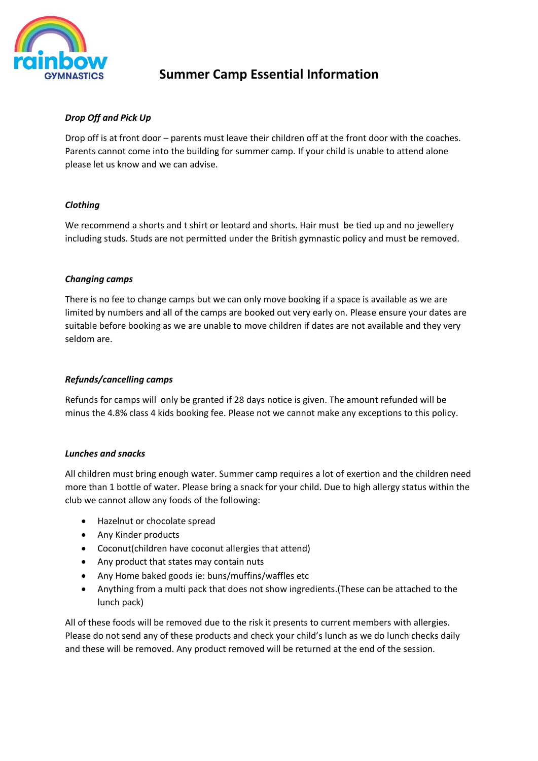rainbow GYMNASTICS

# Summer Camp Essential Information

***Drop Off and Pick Up***

Drop off is at front door – parents must leave their children off at the front door with the coaches. Parents cannot come into the building for summer camp. If your child is unable to attend alone please let us know and we can advise.

***Clothing***

We recommend a shorts and t shirt or leotard and shorts. Hair must be tied up and no jewellery including studs. Studs are not permitted under the British gymnastic policy and must be removed.

***Changing camps***

There is no fee to change camps but we can only move booking if a space is available as we are limited by numbers and all of the camps are booked out very early on. Please ensure your dates are suitable before booking as we are unable to move children if dates are not available and they very seldom are.

***Refunds/cancelling camps***

Refunds for camps will only be granted if 28 days notice is given. The amount refunded will be minus the 4.8% class 4 kids booking fee. Please not we cannot make any exceptions to this policy.

***Lunches and snacks***

All children must bring enough water. Summer camp requires a lot of exertion and the children need more than 1 bottle of water. Please bring a snack for your child. Due to high allergy status within the club we cannot allow any foods of the following:

- Hazelnut or chocolate spread
- Any Kinder products
- Coconut(children have coconut allergies that attend)
- Any product that states may contain nuts
- Any Home baked goods ie: buns/muffins/waffles etc
- Anything from a multi pack that does not show ingredients.(These can be attached to the lunch pack)

All of these foods will be removed due to the risk it presents to current members with allergies. Please do not send any of these products and check your child's lunch as we do lunch checks daily and these will be removed. Any product removed will be returned at the end of the session.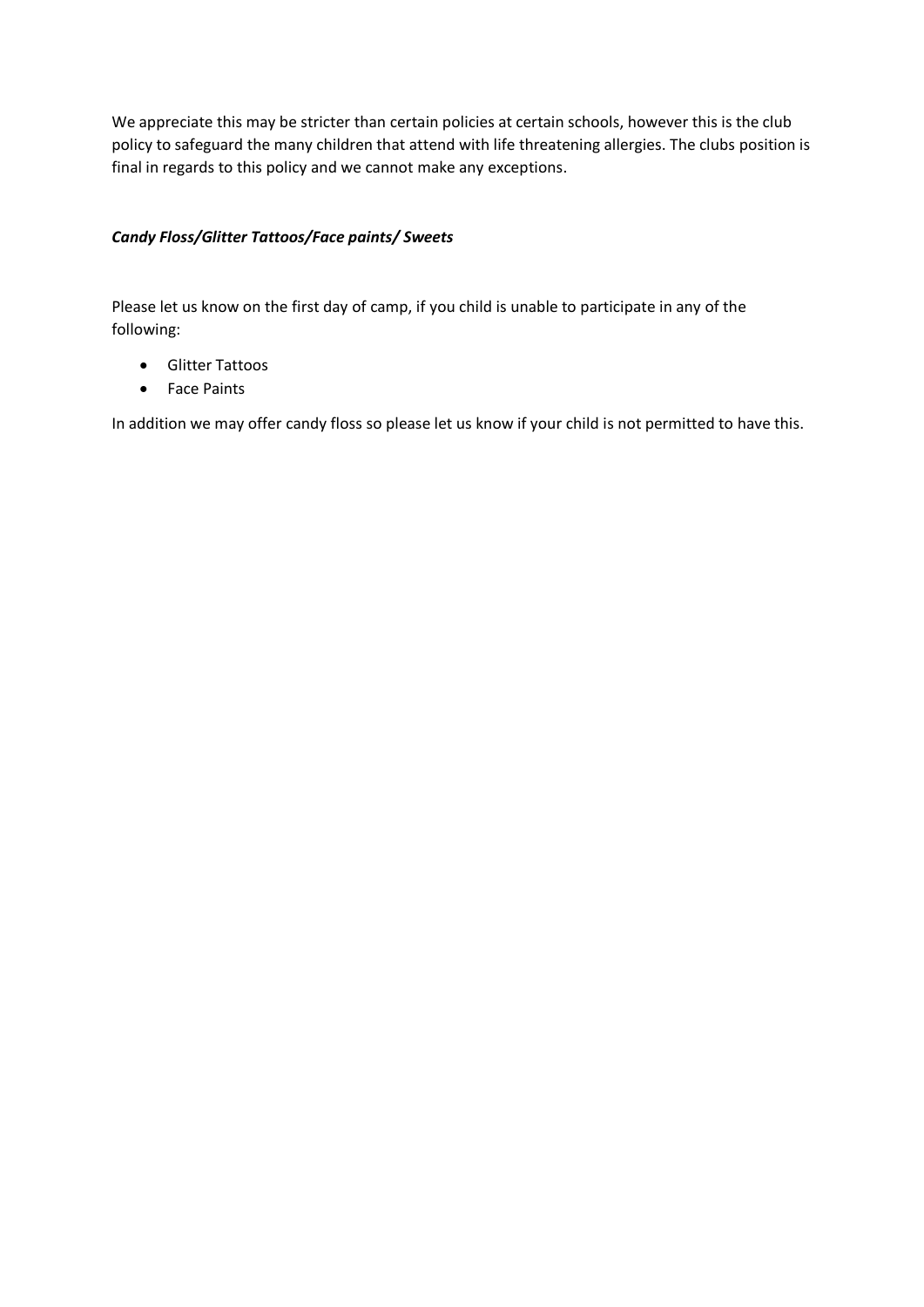We appreciate this may be stricter than certain policies at certain schools, however this is the club policy to safeguard the many children that attend with life threatening allergies. The clubs position is final in regards to this policy and we cannot make any exceptions.

***Candy Floss/Glitter Tattoos/Face paints/ Sweets***

Please let us know on the first day of camp, if you child is unable to participate in any of the following:

- Glitter Tattoos
- Face Paints

In addition we may offer candy floss so please let us know if your child is not permitted to have this.